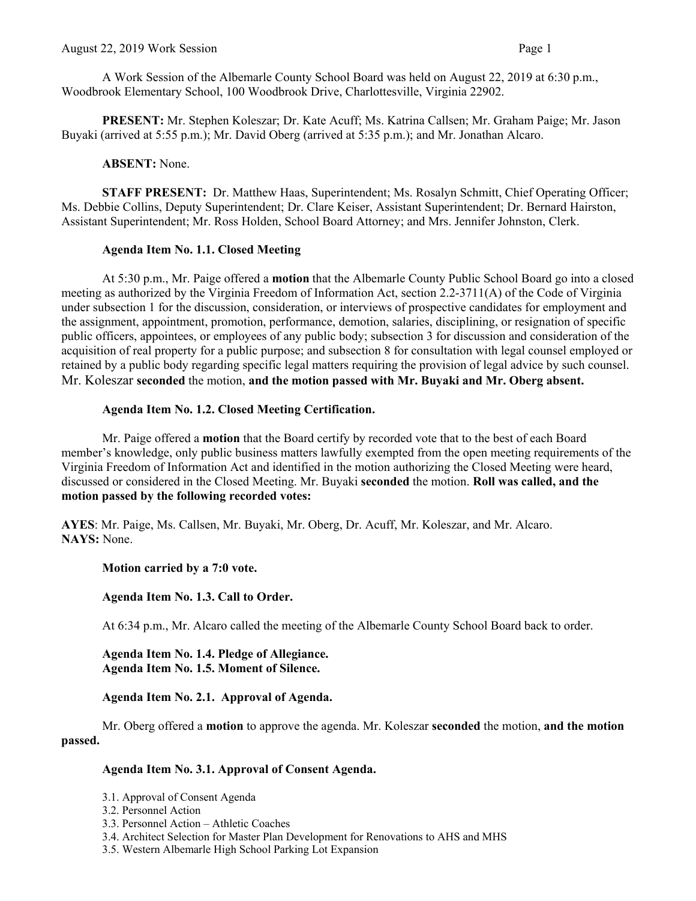A Work Session of the Albemarle County School Board was held on August 22, 2019 at 6:30 p.m., Woodbrook Elementary School, 100 Woodbrook Drive, Charlottesville, Virginia 22902.

**PRESENT:** Mr. Stephen Koleszar; Dr. Kate Acuff; Ms. Katrina Callsen; Mr. Graham Paige; Mr. Jason Buyaki (arrived at 5:55 p.m.); Mr. David Oberg (arrived at 5:35 p.m.); and Mr. Jonathan Alcaro.

**ABSENT:** None.

**STAFF PRESENT:** Dr. Matthew Haas, Superintendent; Ms. Rosalyn Schmitt, Chief Operating Officer; Ms. Debbie Collins, Deputy Superintendent; Dr. Clare Keiser, Assistant Superintendent; Dr. Bernard Hairston, Assistant Superintendent; Mr. Ross Holden, School Board Attorney; and Mrs. Jennifer Johnston, Clerk.

**Agenda Item No. 1.1. Closed Meeting**

At 5:30 p.m., Mr. Paige offered a **motion** that the Albemarle County Public School Board go into a closed meeting as authorized by the Virginia Freedom of Information Act, section 2.2-3711(A) of the Code of Virginia under subsection 1 for the discussion, consideration, or interviews of prospective candidates for employment and the assignment, appointment, promotion, performance, demotion, salaries, disciplining, or resignation of specific public officers, appointees, or employees of any public body; subsection 3 for discussion and consideration of the acquisition of real property for a public purpose; and subsection 8 for consultation with legal counsel employed or retained by a public body regarding specific legal matters requiring the provision of legal advice by such counsel. Mr. Koleszar **seconded** the motion, **and the motion passed with Mr. Buyaki and Mr. Oberg absent.**

**Agenda Item No. 1.2. Closed Meeting Certification.**

Mr. Paige offered a **motion** that the Board certify by recorded vote that to the best of each Board member's knowledge, only public business matters lawfully exempted from the open meeting requirements of the Virginia Freedom of Information Act and identified in the motion authorizing the Closed Meeting were heard, discussed or considered in the Closed Meeting. Mr. Buyaki **seconded** the motion. **Roll was called, and the motion passed by the following recorded votes:**

**AYES**: Mr. Paige, Ms. Callsen, Mr. Buyaki, Mr. Oberg, Dr. Acuff, Mr. Koleszar, and Mr. Alcaro.
**NAYS:** None.

**Motion carried by a 7:0 vote.**

**Agenda Item No. 1.3. Call to Order.**

At 6:34 p.m., Mr. Alcaro called the meeting of the Albemarle County School Board back to order.

**Agenda Item No. 1.4. Pledge of Allegiance.**
**Agenda Item No. 1.5. Moment of Silence.**

**Agenda Item No. 2.1. Approval of Agenda.**

Mr. Oberg offered a **motion** to approve the agenda. Mr. Koleszar **seconded** the motion, **and the motion passed.**

**Agenda Item No. 3.1. Approval of Consent Agenda.**

3.1. Approval of Consent Agenda
3.2. Personnel Action
3.3. Personnel Action – Athletic Coaches
3.4. Architect Selection for Master Plan Development for Renovations to AHS and MHS
3.5. Western Albemarle High School Parking Lot Expansion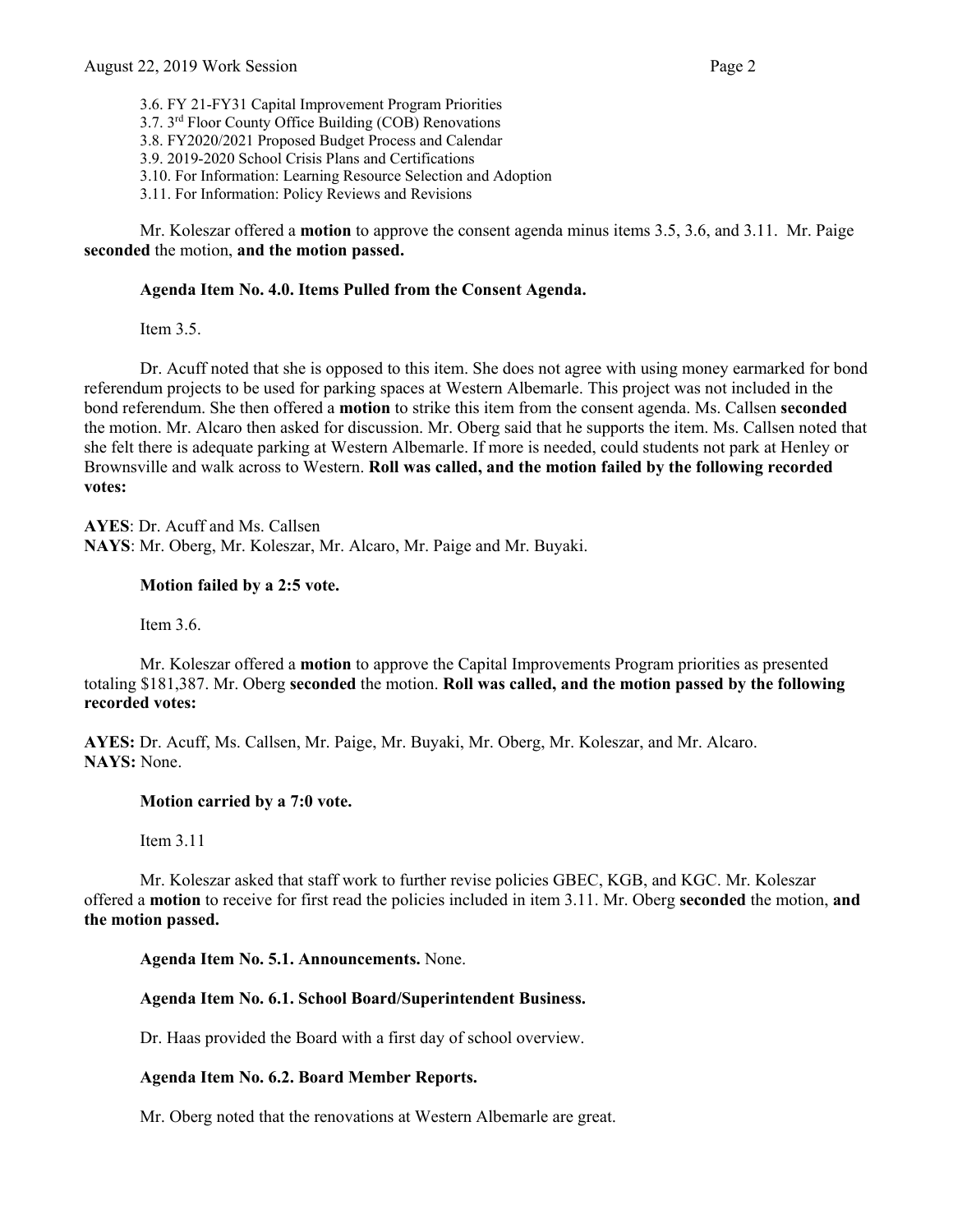3.6. FY 21-FY31 Capital Improvement Program Priorities
3.7. 3rd Floor County Office Building (COB) Renovations
3.8. FY2020/2021 Proposed Budget Process and Calendar
3.9. 2019-2020 School Crisis Plans and Certifications
3.10. For Information: Learning Resource Selection and Adoption
3.11. For Information: Policy Reviews and Revisions

Mr. Koleszar offered a **motion** to approve the consent agenda minus items 3.5, 3.6, and 3.11. Mr. Paige **seconded** the motion, **and the motion passed.**

**Agenda Item No. 4.0. Items Pulled from the Consent Agenda.**

Item 3.5.

Dr. Acuff noted that she is opposed to this item. She does not agree with using money earmarked for bond referendum projects to be used for parking spaces at Western Albemarle. This project was not included in the bond referendum. She then offered a **motion** to strike this item from the consent agenda. Ms. Callsen **seconded** the motion. Mr. Alcaro then asked for discussion. Mr. Oberg said that he supports the item. Ms. Callsen noted that she felt there is adequate parking at Western Albemarle. If more is needed, could students not park at Henley or Brownsville and walk across to Western. **Roll was called, and the motion failed by the following recorded votes:**

**AYES**: Dr. Acuff and Ms. Callsen
**NAYS**: Mr. Oberg, Mr. Koleszar, Mr. Alcaro, Mr. Paige and Mr. Buyaki.

**Motion failed by a 2:5 vote.**

Item 3.6.

Mr. Koleszar offered a **motion** to approve the Capital Improvements Program priorities as presented totaling $181,387. Mr. Oberg **seconded** the motion. **Roll was called, and the motion passed by the following recorded votes:**

**AYES:** Dr. Acuff, Ms. Callsen, Mr. Paige, Mr. Buyaki, Mr. Oberg, Mr. Koleszar, and Mr. Alcaro.
**NAYS:** None.

**Motion carried by a 7:0 vote.**

Item 3.11

Mr. Koleszar asked that staff work to further revise policies GBEC, KGB, and KGC. Mr. Koleszar offered a **motion** to receive for first read the policies included in item 3.11. Mr. Oberg **seconded** the motion, **and the motion passed.**

**Agenda Item No. 5.1. Announcements.** None.

**Agenda Item No. 6.1. School Board/Superintendent Business.**

Dr. Haas provided the Board with a first day of school overview.

**Agenda Item No. 6.2. Board Member Reports.**

Mr. Oberg noted that the renovations at Western Albemarle are great.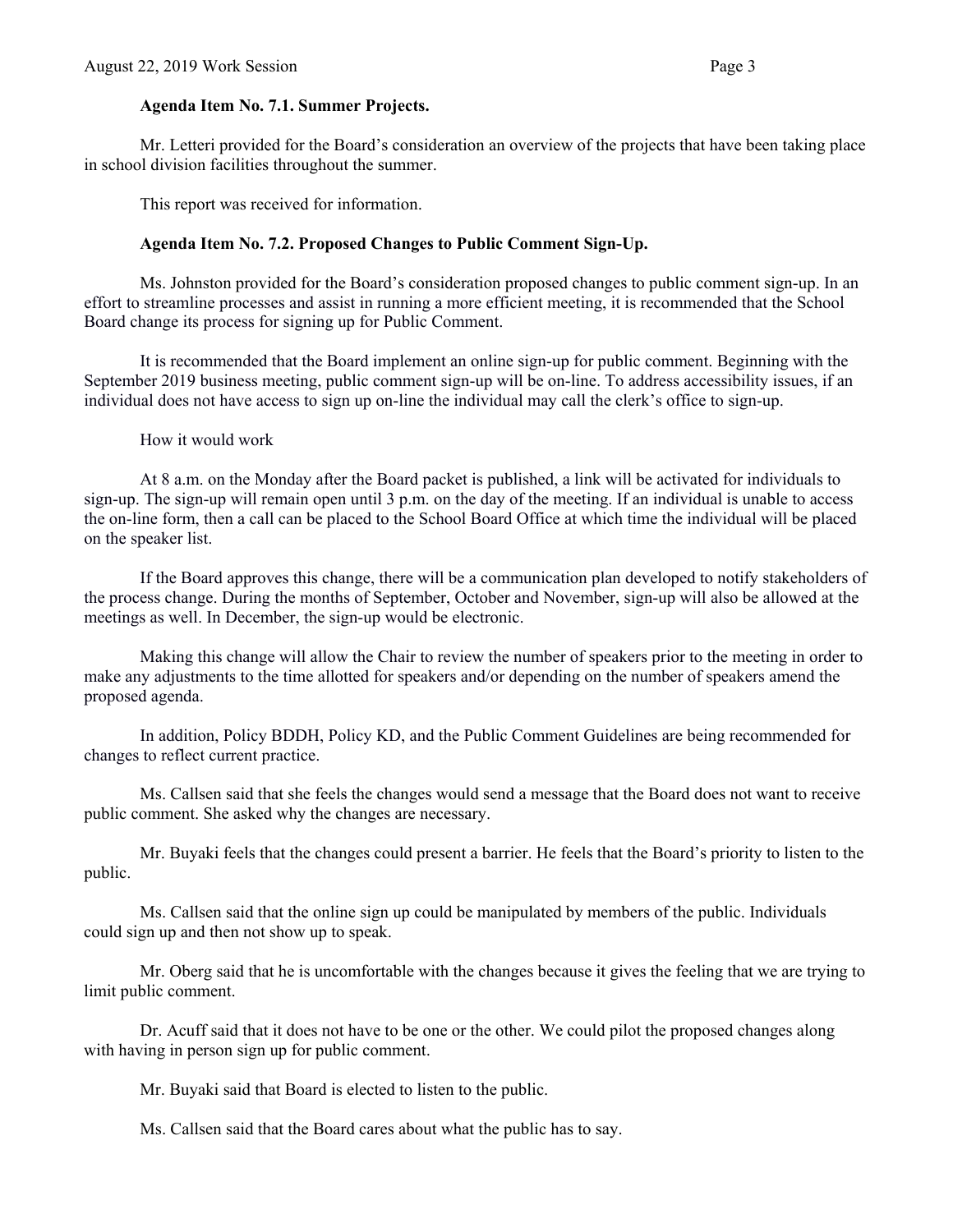**Agenda Item No. 7.1. Summer Projects.**

Mr. Letteri provided for the Board's consideration an overview of the projects that have been taking place in school division facilities throughout the summer.

This report was received for information.

**Agenda Item No. 7.2. Proposed Changes to Public Comment Sign-Up.**

Ms. Johnston provided for the Board's consideration proposed changes to public comment sign-up. In an effort to streamline processes and assist in running a more efficient meeting, it is recommended that the School Board change its process for signing up for Public Comment.

It is recommended that the Board implement an online sign-up for public comment. Beginning with the September 2019 business meeting, public comment sign-up will be on-line. To address accessibility issues, if an individual does not have access to sign up on-line the individual may call the clerk's office to sign-up.

How it would work

At 8 a.m. on the Monday after the Board packet is published, a link will be activated for individuals to sign-up. The sign-up will remain open until 3 p.m. on the day of the meeting. If an individual is unable to access the on-line form, then a call can be placed to the School Board Office at which time the individual will be placed on the speaker list.

If the Board approves this change, there will be a communication plan developed to notify stakeholders of the process change. During the months of September, October and November, sign-up will also be allowed at the meetings as well. In December, the sign-up would be electronic.

Making this change will allow the Chair to review the number of speakers prior to the meeting in order to make any adjustments to the time allotted for speakers and/or depending on the number of speakers amend the proposed agenda.

In addition, Policy BDDH, Policy KD, and the Public Comment Guidelines are being recommended for changes to reflect current practice.

Ms. Callsen said that she feels the changes would send a message that the Board does not want to receive public comment. She asked why the changes are necessary.

Mr. Buyaki feels that the changes could present a barrier. He feels that the Board's priority to listen to the public.

Ms. Callsen said that the online sign up could be manipulated by members of the public. Individuals could sign up and then not show up to speak.

Mr. Oberg said that he is uncomfortable with the changes because it gives the feeling that we are trying to limit public comment.

Dr. Acuff said that it does not have to be one or the other. We could pilot the proposed changes along with having in person sign up for public comment.

Mr. Buyaki said that Board is elected to listen to the public.

Ms. Callsen said that the Board cares about what the public has to say.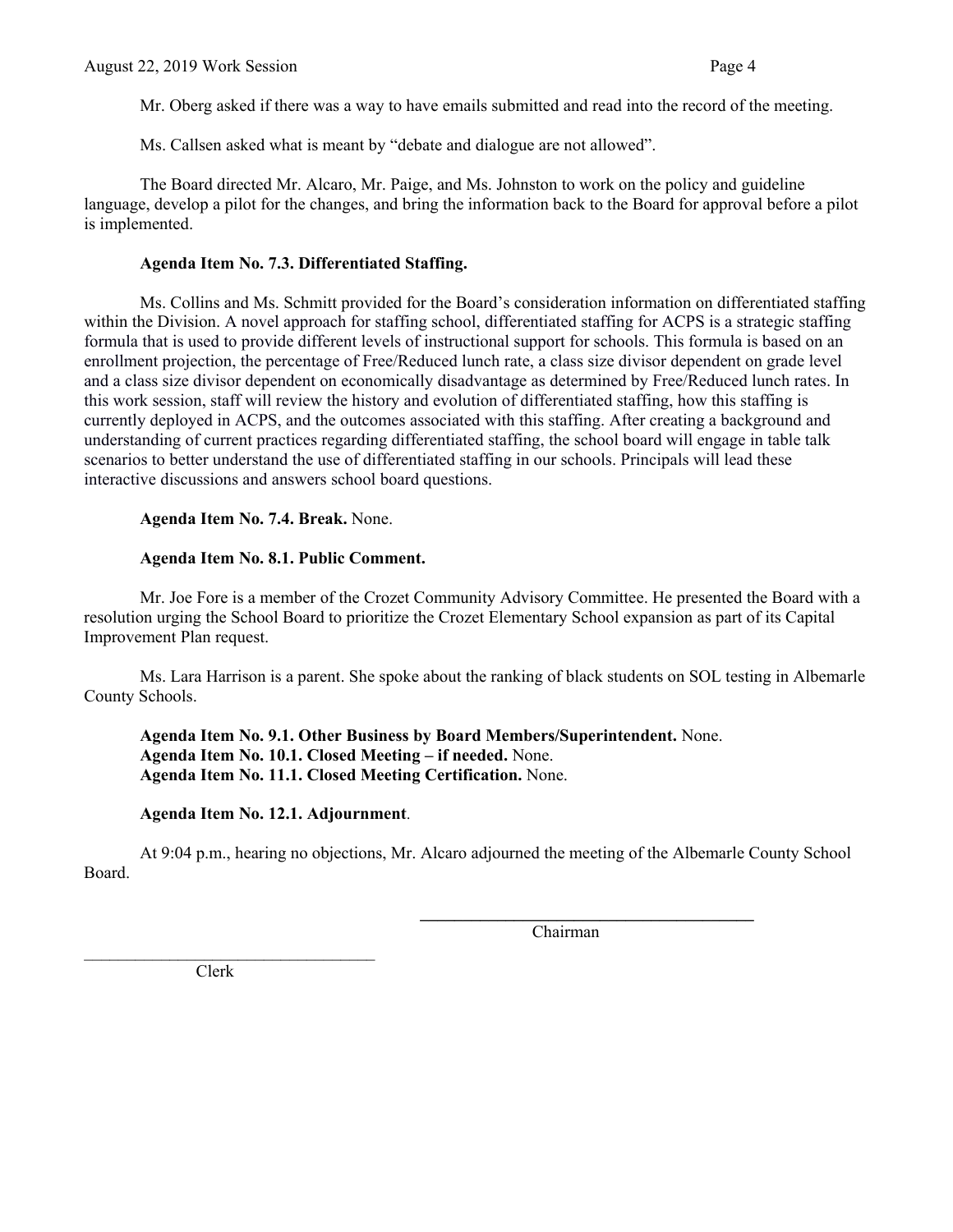Mr. Oberg asked if there was a way to have emails submitted and read into the record of the meeting.

Ms. Callsen asked what is meant by "debate and dialogue are not allowed".

The Board directed Mr. Alcaro, Mr. Paige, and Ms. Johnston to work on the policy and guideline language, develop a pilot for the changes, and bring the information back to the Board for approval before a pilot is implemented.

**Agenda Item No. 7.3. Differentiated Staffing.**

Ms. Collins and Ms. Schmitt provided for the Board's consideration information on differentiated staffing within the Division. A novel approach for staffing school, differentiated staffing for ACPS is a strategic staffing formula that is used to provide different levels of instructional support for schools. This formula is based on an enrollment projection, the percentage of Free/Reduced lunch rate, a class size divisor dependent on grade level and a class size divisor dependent on economically disadvantage as determined by Free/Reduced lunch rates. In this work session, staff will review the history and evolution of differentiated staffing, how this staffing is currently deployed in ACPS, and the outcomes associated with this staffing. After creating a background and understanding of current practices regarding differentiated staffing, the school board will engage in table talk scenarios to better understand the use of differentiated staffing in our schools. Principals will lead these interactive discussions and answers school board questions.

**Agenda Item No. 7.4. Break.** None.

**Agenda Item No. 8.1. Public Comment.**

Mr. Joe Fore is a member of the Crozet Community Advisory Committee. He presented the Board with a resolution urging the School Board to prioritize the Crozet Elementary School expansion as part of its Capital Improvement Plan request.

Ms. Lara Harrison is a parent. She spoke about the ranking of black students on SOL testing in Albemarle County Schools.

**Agenda Item No. 9.1. Other Business by Board Members/Superintendent.** None.
**Agenda Item No. 10.1. Closed Meeting – if needed.** None.
**Agenda Item No. 11.1. Closed Meeting Certification.** None.

**Agenda Item No. 12.1. Adjournment**.

At 9:04 p.m., hearing no objections, Mr. Alcaro adjourned the meeting of the Albemarle County School Board.

\_\_\_\_\_\_\_\_\_\_\_\_\_\_\_\_\_\_\_\_\_\_\_\_\_\_\_\_\_\_\_\_\_\_\_\_\_\_\_\_
Chairman

\_\_\_\_\_\_\_\_\_\_\_\_\_\_\_\_\_\_\_\_\_\_\_\_\_\_\_\_\_\_\_\_\_\_\_\_\_\_\_\_
Clerk